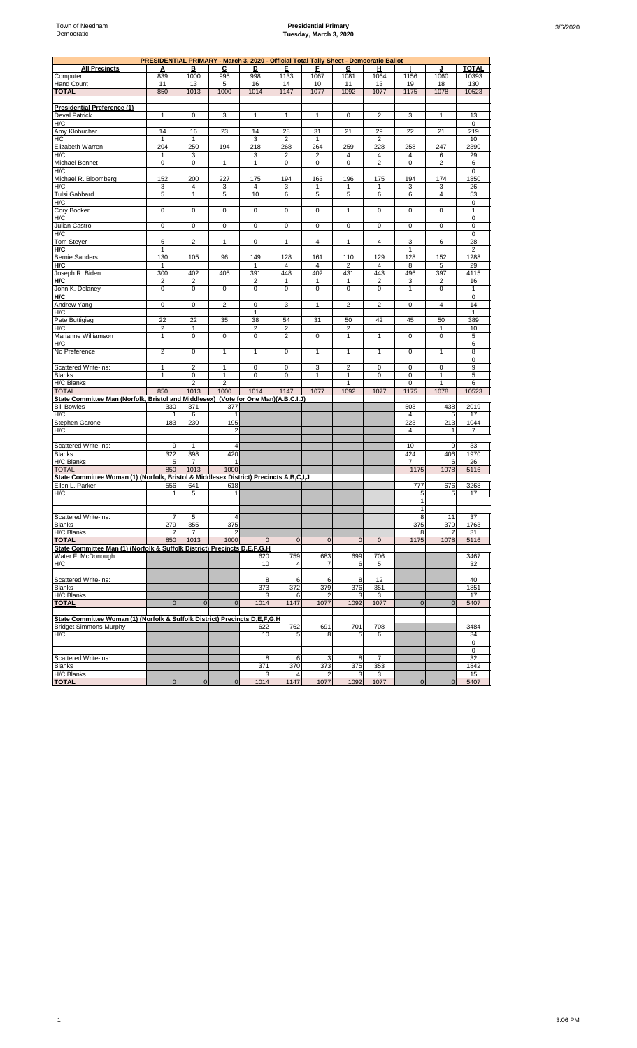Town of Needham
Democratic

**Presidential Primary**
**Tuesday, March 3, 2020**

| PRESIDENTIAL PRIMARY - March 3, 2020 - Official Total Tally Sheet - Democratic Ballot | | | | | | | | | | | |
|---|---|---|---|---|---|---|---|---|---|---|---|
| **All Precincts** | **A** | **B** | **C** | **D** | **E** | **F** | **G** | **H** | **I** | **J** | **TOTAL** |
| Computer | 839 | 1000 | 995 | 998 | 1133 | 1067 | 1081 | 1064 | 1156 | 1060 | 10393 |
| Hand Count | 11 | 13 | 5 | 16 | 14 | 10 | 11 | 13 | 19 | 18 | 130 |
| **TOTAL** | 850 | 1013 | 1000 | 1014 | 1147 | 1077 | 1092 | 1077 | 1175 | 1078 | 10523 |
| | | | | | | | | | | | |
| **Presidential Preference (1)** | | | | | | | | | | | |
| Deval Patrick | 1 | 0 | 3 | 1 | 1 | 1 | 0 | 2 | 3 | 1 | 13 |
| H/C | | | | | | | | | | | 0 |
| Amy Klobuchar | 14 | 16 | 23 | 14 | 28 | 31 | 21 | 29 | 22 | 21 | 219 |
| HC | 1 | 1 | | 3 | 2 | 1 | | 2 | | | 10 |
| Elizabeth Warren | 204 | 250 | 194 | 218 | 268 | 264 | 259 | 228 | 258 | 247 | 2390 |
| H/C | 1 | 3 | | 3 | 2 | 2 | 4 | 4 | 4 | 6 | 29 |
| Michael Bennet | 0 | 0 | 1 | 1 | 0 | 0 | 0 | 2 | 0 | 2 | 6 |
| H/C | | | | | | | | | | | 0 |
| Michael R. Bloomberg | 152 | 200 | 227 | 175 | 194 | 163 | 196 | 175 | 194 | 174 | 1850 |
| H/C | 3 | 4 | 3 | 4 | 3 | 1 | 1 | 1 | 3 | 3 | 26 |
| Tulsi Gabbard | 5 | 1 | 5 | 10 | 6 | 5 | 5 | 6 | 6 | 4 | 53 |
| H/C | | | | | | | | | | | 0 |
| Cory Booker | 0 | 0 | 0 | 0 | 0 | 0 | 1 | 0 | 0 | 0 | 1 |
| H/C | | | | | | | | | | | 0 |
| Julian Castro | 0 | 0 | 0 | 0 | 0 | 0 | 0 | 0 | 0 | 0 | 0 |
| H/C | | | | | | | | | | | 0 |
| Tom Steyer | 6 | 2 | 1 | 0 | 1 | 4 | 1 | 4 | 3 | 6 | 28 |
| **H/C** | 1 | | | | | | | | 1 | | 2 |
| Bernie Sanders | 130 | 105 | 96 | 149 | 128 | 161 | 110 | 129 | 128 | 152 | 1288 |
| **H/C** | 1 | | | 1 | 4 | 4 | 2 | 4 | 8 | 5 | 29 |
| Joseph R. Biden | 300 | 402 | 405 | 391 | 448 | 402 | 431 | 443 | 496 | 397 | 4115 |
| **H/C** | 2 | 2 | | 2 | 1 | 1 | 1 | 2 | 3 | 2 | 16 |
| John K. Delaney | 0 | 0 | 0 | 0 | 0 | 0 | 0 | 0 | 1 | 0 | 1 |
| **H/C** | | | | | | | | | | | 0 |
| Andrew Yang | 0 | 0 | 2 | 0 | 3 | 1 | 2 | 2 | 0 | 4 | 14 |
| H/C | | | | 1 | | | | | | | 1 |
| Pete Buttigieg | 22 | 22 | 35 | 38 | 54 | 31 | 50 | 42 | 45 | 50 | 389 |
| H/C | 2 | 1 | | 2 | 2 | | 2 | | | 1 | 10 |
| Marianne Williamson | 1 | 0 | 0 | 0 | 2 | 0 | 1 | 1 | 0 | 0 | 5 |
| H/C | | | | | | | | | | | 6 |
| No Preference | 2 | 0 | 1 | 1 | 0 | 1 | 1 | 1 | 0 | 1 | 8 |
| | | | | | | | | | | | 0 |
| Scattered Write-Ins: | 1 | 2 | 1 | 0 | 0 | 3 | 2 | 0 | 0 | 0 | 9 |
| Blanks | 1 | 0 | 1 | 0 | 0 | 1 | 1 | 0 | 0 | 1 | 5 |
| H/C Blanks | | 2 | 2 | | | | 1 | | 0 | 1 | 6 |
| TOTAL | 850 | 1013 | 1000 | 1014 | 1147 | 1077 | 1092 | 1077 | 1175 | 1078 | 10523 |
| **State Committee Man (Norfolk, Bristol and Middlesex) (Vote for One Man)(A.B.C.I.J)** | | | | | | | | | | | |
| Bill Bowles | 330 | 371 | 377 | | | | | | 503 | 438 | 2019 |
| H/C | 1 | 6 | 1 | | | | | | 4 | 5 | 17 |
| Stephen Garone | 183 | 230 | 195 | | | | | | 223 | 213 | 1044 |
| H/C | | | 2 | | | | | | 4 | 1 | 7 |
| | | | | | | | | | | | |
| Scattered Write-Ins: | 9 | 1 | 4 | | | | | | 10 | 9 | 33 |
| Blanks | 322 | 398 | 420 | | | | | | 424 | 406 | 1970 |
| H/C Blanks | 5 | 7 | 1 | | | | | | 7 | 6 | 26 |
| TOTAL | 850 | 1013 | 1000 | | | | | | 1175 | 1078 | |
| **State Committee Woman (1) (Norfolk, Bristol & Middlesex District) Precincts A,B,C,I,J** | | | | | | | | | | | |
| Ellen L. Parker | 556 | 641 | 618 | | | | | | 777 | 676 | 3268 |
| H/C | 1 | 5 | 1 | | | | | | 5 | 5 | 17 |
| | | | | | | | | | 1 | | |
| | | | | | | | | | 1 | | |
| Scattered Write-Ins: | 7 | 5 | 4 | | | | | | 8 | 11 | 37 |
| Blanks | 279 | 355 | 375 | | | | | | 375 | 379 | 1763 |
| H/C Blanks | 7 | 7 | 2 | | | | | | 8 | 7 | 31 |
| **TOTAL** | 850 | 1013 | 1000 | 0 | 0 | 0 | 0 | 0 | 1175 | 1078 | 5116 |
| **State Committee Man (1) (Norfolk & Suffolk District) Precincts D,E,F,G,H** | | | | | | | | | | | |
| Water F. McDonough | | | | 620 | 759 | 683 | 699 | 706 | | | 3467 |
| H/C | | | | 10 | 4 | 7 | 6 | 5 | | | 32 |
| | | | | | | | | | | | |
| Scattered Write-Ins: | | | | 8 | 6 | 6 | 8 | 12 | | | 40 |
| Blanks | | | | 373 | 372 | 379 | 376 | 351 | | | 1851 |
| H/C Blanks | | | | 3 | 6 | 2 | 3 | 3 | | | 17 |
| **TOTAL** | 0 | 0 | 0 | 1014 | 1147 | 1077 | 1092 | 1077 | 0 | 0 | 5407 |
| | | | | | | | | | | | |
| **State Committee Woman (1) (Norfolk & Suffolk District) Precincts D,E,F,G,H** | | | | | | | | | | | |
| Bridget Simmons Murphy | | | | 622 | 762 | 691 | 701 | 708 | | | 3484 |
| H/C | | | | 10 | 5 | 8 | 5 | 6 | | | 34 |
| | | | | | | | | | | | 0 |
| | | | | | | | | | | | 0 |
| Scattered Write-Ins: | | | | 8 | 6 | 3 | 8 | 7 | | | 32 |
| Blanks | | | | 371 | 370 | 373 | 375 | 353 | | | 1842 |
| H/C Blanks | | | | 3 | 4 | 2 | 3 | 3 | | | 15 |
| **TOTAL** | 0 | 0 | 0 | 1014 | 1147 | 1077 | 1092 | 1077 | 0 | 0 | 5407 |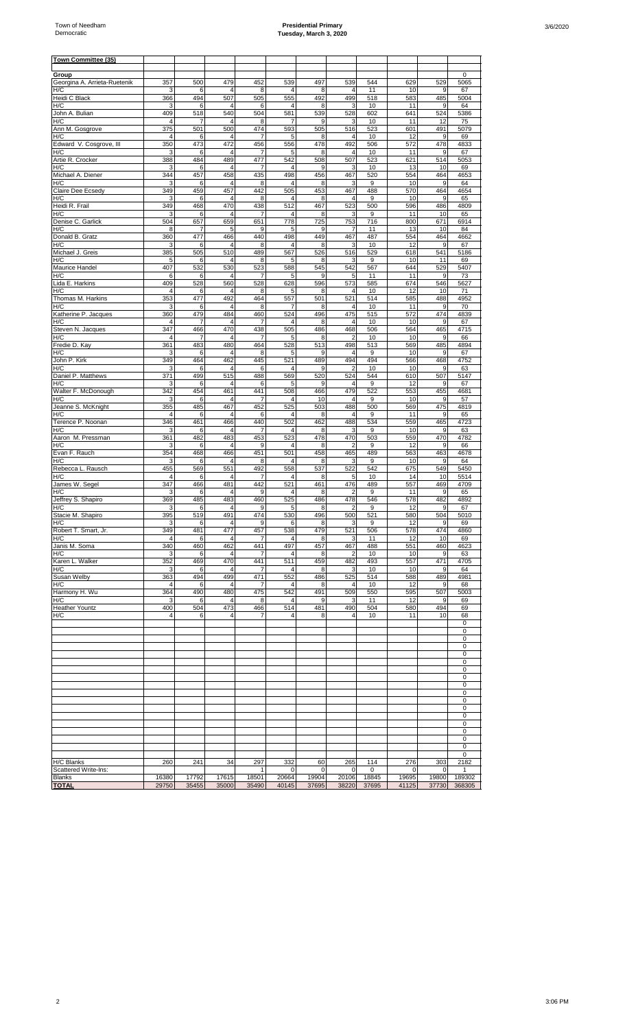Town of Needham
Democratic

**Presidential Primary**
**Tuesday, March 3, 2020**

| Town Committee (35) | | | | | | | | | | | |
|---|---|---|---|---|---|---|---|---|---|---|---|
| **Group** | | | | | | | | | | | 0 |
| Georgina A. Arrieta-Ruetenik | 357 | 500 | 479 | 452 | 539 | 497 | 539 | 544 | 629 | 529 | 5065 |
| H/C | 3 | 6 | 4 | 8 | 4 | 8 | 4 | 11 | 10 | 9 | 67 |
| Heidi C Black | 366 | 494 | 507 | 505 | 555 | 492 | 499 | 518 | 583 | 485 | 5004 |
| H/C | 3 | 6 | 4 | 6 | 4 | 8 | 3 | 10 | 11 | 9 | 64 |
| John A. Bulian | 409 | 518 | 540 | 504 | 581 | 539 | 528 | 602 | 641 | 524 | 5386 |
| H/C | 4 | 7 | 4 | 8 | 7 | 9 | 3 | 10 | 11 | 12 | 75 |
| Ann M. Gosgrove | 375 | 501 | 500 | 474 | 593 | 505 | 516 | 523 | 601 | 491 | 5079 |
| H/C | 4 | 6 | 4 | 7 | 5 | 8 | 4 | 10 | 12 | 9 | 69 |
| Edward V. Cosgrove, III | 350 | 473 | 472 | 456 | 556 | 478 | 492 | 506 | 572 | 478 | 4833 |
| H/C | 3 | 6 | 4 | 7 | 5 | 8 | 4 | 10 | 11 | 9 | 67 |
| Artie R. Crocker | 388 | 484 | 489 | 477 | 542 | 508 | 507 | 523 | 621 | 514 | 5053 |
| H/C | 3 | 6 | 4 | 7 | 4 | 9 | 3 | 10 | 13 | 10 | 69 |
| Michael A. Diener | 344 | 457 | 458 | 435 | 498 | 456 | 467 | 520 | 554 | 464 | 4653 |
| H/C | 3 | 6 | 4 | 8 | 4 | 8 | 3 | 9 | 10 | 9 | 64 |
| Claire Dee Ecsedy | 349 | 459 | 457 | 442 | 505 | 453 | 467 | 488 | 570 | 464 | 4654 |
| H/C | 3 | 6 | 4 | 8 | 4 | 8 | 4 | 9 | 10 | 9 | 65 |
| Heidi R. Frail | 349 | 468 | 470 | 438 | 512 | 467 | 523 | 500 | 596 | 486 | 4809 |
| H/C | 3 | 6 | 4 | 7 | 4 | 8 | 3 | 9 | 11 | 10 | 65 |
| Denise C. Garlick | 504 | 657 | 659 | 651 | 778 | 725 | 753 | 716 | 800 | 671 | 6914 |
| H/C | 8 | 7 | 5 | 9 | 5 | 9 | 7 | 11 | 13 | 10 | 84 |
| Donald B. Gratz | 360 | 477 | 466 | 440 | 498 | 449 | 467 | 487 | 554 | 464 | 4662 |
| H/C | 3 | 6 | 4 | 8 | 4 | 8 | 3 | 10 | 12 | 9 | 67 |
| Michael J. Greis | 385 | 505 | 510 | 489 | 567 | 526 | 516 | 529 | 618 | 541 | 5186 |
| H/C | 5 | 6 | 4 | 8 | 5 | 8 | 3 | 9 | 10 | 11 | 69 |
| Maurice Handel | 407 | 532 | 530 | 523 | 588 | 545 | 542 | 567 | 644 | 529 | 5407 |
| H/C | 6 | 6 | 4 | 7 | 5 | 9 | 5 | 11 | 11 | 9 | 73 |
| Lida E. Harkins | 409 | 528 | 560 | 528 | 628 | 596 | 573 | 585 | 674 | 546 | 5627 |
| H/C | 4 | 6 | 4 | 8 | 5 | 8 | 4 | 10 | 12 | 10 | 71 |
| Thomas M. Harkins | 353 | 477 | 492 | 464 | 557 | 501 | 521 | 514 | 585 | 488 | 4952 |
| H/C | 3 | 6 | 4 | 8 | 7 | 8 | 4 | 10 | 11 | 9 | 70 |
| Katherine P. Jacques | 360 | 479 | 484 | 460 | 524 | 496 | 475 | 515 | 572 | 474 | 4839 |
| H/C | 4 | 7 | 4 | 7 | 4 | 8 | 4 | 10 | 10 | 9 | 67 |
| Steven N. Jacques | 347 | 466 | 470 | 438 | 505 | 486 | 468 | 506 | 564 | 465 | 4715 |
| H/C | 4 | 7 | 4 | 7 | 5 | 8 | 2 | 10 | 10 | 9 | 66 |
| Fredie D. Kay | 361 | 483 | 480 | 464 | 528 | 513 | 498 | 513 | 569 | 485 | 4894 |
| H/C | 3 | 6 | 4 | 8 | 5 | 9 | 4 | 9 | 10 | 9 | 67 |
| John P. Kirk | 349 | 464 | 462 | 445 | 521 | 489 | 494 | 494 | 566 | 468 | 4752 |
| H/C | 3 | 6 | 4 | 6 | 4 | 9 | 2 | 10 | 10 | 9 | 63 |
| Daniel P. Matthews | 371 | 499 | 515 | 488 | 569 | 520 | 524 | 544 | 610 | 507 | 5147 |
| H/C | 3 | 6 | 4 | 6 | 5 | 9 | 4 | 9 | 12 | 9 | 67 |
| Walter F. McDonough | 342 | 454 | 461 | 441 | 508 | 466 | 479 | 522 | 553 | 455 | 4681 |
| H/C | 3 | 6 | 4 | 7 | 4 | 10 | 4 | 9 | 10 | 9 | 57 |
| Jeanne S. McKnight | 355 | 485 | 467 | 452 | 525 | 503 | 488 | 500 | 569 | 475 | 4819 |
| H/C | 4 | 6 | 4 | 6 | 4 | 8 | 4 | 9 | 11 | 9 | 65 |
| Terence P. Noonan | 346 | 461 | 466 | 440 | 502 | 462 | 488 | 534 | 559 | 465 | 4723 |
| H/C | 3 | 6 | 4 | 7 | 4 | 8 | 3 | 9 | 10 | 9 | 63 |
| Aaron M. Pressman | 361 | 482 | 483 | 453 | 523 | 478 | 470 | 503 | 559 | 470 | 4782 |
| H/C | 3 | 6 | 4 | 9 | 4 | 8 | 2 | 9 | 12 | 9 | 66 |
| Evan F. Rauch | 354 | 468 | 466 | 451 | 501 | 458 | 465 | 489 | 563 | 463 | 4678 |
| H/C | 3 | 6 | 4 | 8 | 4 | 8 | 3 | 9 | 10 | 9 | 64 |
| Rebecca L. Rausch | 455 | 569 | 551 | 492 | 558 | 537 | 522 | 542 | 675 | 549 | 5450 |
| H/C | 4 | 6 | 4 | 7 | 4 | 8 | 5 | 10 | 14 | 10 | 5514 |
| James W. Segel | 347 | 466 | 481 | 442 | 521 | 461 | 476 | 489 | 557 | 469 | 4709 |
| H/C | 3 | 6 | 4 | 9 | 4 | 8 | 2 | 9 | 11 | 9 | 65 |
| Jeffrey S. Shapiro | 369 | 485 | 483 | 460 | 525 | 486 | 478 | 546 | 578 | 482 | 4892 |
| H/C | 3 | 6 | 4 | 9 | 5 | 8 | 2 | 9 | 12 | 9 | 67 |
| Stacie M. Shapiro | 395 | 519 | 491 | 474 | 530 | 496 | 500 | 521 | 580 | 504 | 5010 |
| H/C | 3 | 6 | 4 | 9 | 6 | 8 | 3 | 9 | 12 | 9 | 69 |
| Robert T. Smart, Jr. | 349 | 481 | 477 | 457 | 538 | 479 | 521 | 506 | 578 | 474 | 4860 |
| H/C | 4 | 6 | 4 | 7 | 4 | 8 | 3 | 11 | 12 | 10 | 69 |
| Janis M. Soma | 340 | 460 | 462 | 441 | 497 | 457 | 467 | 488 | 551 | 460 | 4623 |
| H/C | 3 | 6 | 4 | 7 | 4 | 8 | 2 | 10 | 10 | 9 | 63 |
| Karen L. Walker | 352 | 469 | 470 | 441 | 511 | 459 | 482 | 493 | 557 | 471 | 4705 |
| H/C | 3 | 6 | 4 | 7 | 4 | 8 | 3 | 10 | 10 | 9 | 64 |
| Susan Welby | 363 | 494 | 499 | 471 | 552 | 486 | 525 | 514 | 588 | 489 | 4981 |
| H/C | 4 | 6 | 4 | 7 | 4 | 8 | 4 | 10 | 12 | 9 | 68 |
| Harmony H. Wu | 364 | 490 | 480 | 475 | 542 | 491 | 509 | 550 | 595 | 507 | 5003 |
| H/C | 3 | 6 | 4 | 8 | 4 | 9 | 3 | 11 | 12 | 9 | 69 |
| Heather Yountz | 400 | 504 | 473 | 466 | 514 | 481 | 490 | 504 | 580 | 494 | 69 |
| H/C | 4 | 6 | 4 | 7 | 4 | 8 | 4 | 10 | 11 | 10 | 68 |
| | | | | | | | | | | | 0 |
| | | | | | | | | | | | 0 |
| | | | | | | | | | | | 0 |
| | | | | | | | | | | | 0 |
| | | | | | | | | | | | 0 |
| | | | | | | | | | | | 0 |
| | | | | | | | | | | | 0 |
| | | | | | | | | | | | 0 |
| | | | | | | | | | | | 0 |
| | | | | | | | | | | | 0 |
| | | | | | | | | | | | 0 |
| | | | | | | | | | | | 0 |
| | | | | | | | | | | | 0 |
| | | | | | | | | | | | 0 |
| | | | | | | | | | | | 0 |
| | | | | | | | | | | | 0 |
| | | | | | | | | | | | 0 |
| | | | | | | | | | | | 0 |
| | | | | | | | | | | | 0 |
| H/C Blanks | 260 | 241 | 34 | 297 | 332 | 60 | 265 | 114 | 276 | 303 | 2182 |
| Scattered Write-Ins: | | | | 1 | 0 | 0 | 0 | 0 | 0 | 0 | 1 |
| Blanks | 16380 | 17792 | 17615 | 18501 | 20664 | 19904 | 20106 | 18845 | 19695 | 19800 | 189302 |
| **TOTAL** | 29750 | 35455 | 35000 | 35490 | 40145 | 37695 | 38220 | 37695 | 41125 | 37730 | 368305 |